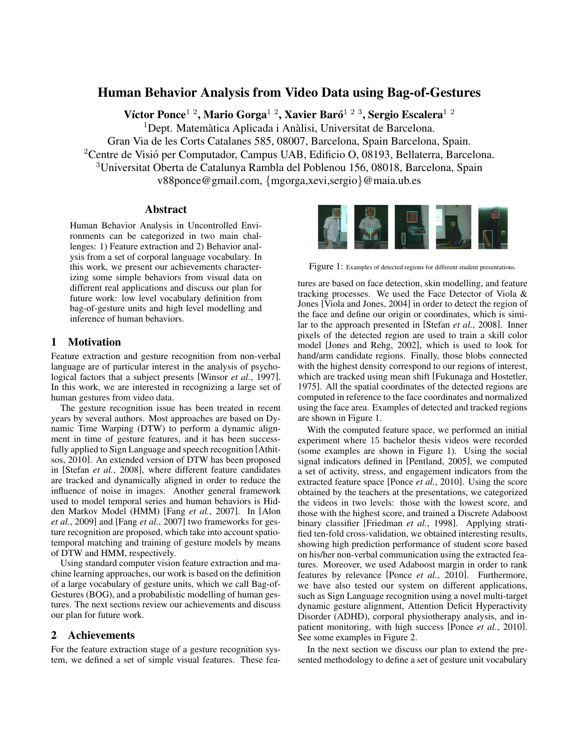# Human Behavior Analysis from Video Data using Bag-of-Gestures

**Víctor Ponce[1 2], Mario Gorga[1 2], Xavier Baró[1 2 3], Sergio Escalera[1 2]**

[1]Dept. Matemàtica Aplicada i Anàlisi, Universitat de Barcelona.
Gran Via de les Corts Catalanes 585, 08007, Barcelona, Spain Barcelona, Spain.
[2]Centre de Visió per Computador, Campus UAB, Edificio O, 08193, Bellaterra, Barcelona.
[3]Universitat Oberta de Catalunya Rambla del Poblenou 156, 08018, Barcelona, Spain
v88ponce@gmail.com, {mgorga,xevi,sergio}@maia.ub.es

## Abstract

Human Behavior Analysis in Uncontrolled Environments can be categorized in two main challenges: 1) Feature extraction and 2) Behavior analysis from a set of corporal language vocabulary. In this work, we present our achievements characterizing some simple behaviors from visual data on different real applications and discuss our plan for future work: low level vocabulary definition from bag-of-gesture units and high level modelling and inference of human behaviors.

## 1 Motivation

Feature extraction and gesture recognition from non-verbal language are of particular interest in the analysis of psychological factors that a subject presents [Winsor *et al.*, 1997]. In this work, we are interested in recognizing a large set of human gestures from video data.

The gesture recognition issue has been treated in recent years by several authors. Most approaches are based on Dynamic Time Warping (DTW) to perform a dynamic alignment in time of gesture features, and it has been successfully applied to Sign Language and speech recognition [Athitsos, 2010]. An extended version of DTW has been proposed in [Stefan *et al.*, 2008], where different feature candidates are tracked and dynamically aligned in order to reduce the influence of noise in images. Another general framework used to model temporal series and human behaviors is Hidden Markov Model (HMM) [Fang *et al.*, 2007]. In [Alon *et al.*, 2009] and [Fang *et al.*, 2007] two frameworks for gesture recognition are proposed, which take into account spatio-temporal matching and training of gesture models by means of DTW and HMM, respectively.

Using standard computer vision feature extraction and machine learning approaches, our work is based on the definition of a large vocabulary of gesture units, which we call Bag-of-Gestures (BOG), and a probabilistic modelling of human gestures. The next sections review our achievements and discuss our plan for future work.

## 2 Achievements

For the feature extraction stage of a gesture recognition system, we defined a set of simple visual features. These features are based on face detection, skin modelling, and feature tracking processes. We used the Face Detector of Viola & Jones [Viola and Jones, 2004] in order to detect the region of the face and define our origin or coordinates, which is similar to the approach presented in [Stefan *et al.*, 2008]. Inner pixels of the detected region are used to train a skill color model [Jones and Rehg, 2002], which is used to look for hand/arm candidate regions. Finally, those blobs connected with the highest density correspond to our regions of interest, which are tracked using mean shift [Fukunaga and Hostetler, 1975]. All the spatial coordinates of the detected regions are computed in reference to the face coordinates and normalized using the face area. Examples of detected and tracked regions are shown in Figure 1.

Figure 1: Examples of detected regions for different student presentations.

With the computed feature space, we performed an initial experiment where 15 bachelor thesis videos were recorded (some examples are shown in Figure 1). Using the social signal indicators defined in [Pentland, 2005], we computed a set of activity, stress, and engagement indicators from the extracted feature space [Ponce *et al.*, 2010]. Using the score obtained by the teachers at the presentations, we categorized the videos in two levels: those with the lowest score, and those with the highest score, and trained a Discrete Adaboost binary classifier [Friedman *et al.*, 1998]. Applying stratified ten-fold cross-validation, we obtained interesting results, showing high prediction performance of student score based on his/her non-verbal communication using the extracted features. Moreover, we used Adaboost margin in order to rank features by relevance [Ponce *et al.*, 2010]. Furthermore, we have also tested our system on different applications, such as Sign Language recognition using a novel multi-target dynamic gesture alignment, Attention Deficit Hyperactivity Disorder (ADHD), corporal physiotherapy analysis, and inpatient monitoring, with high success [Ponce *et al.*, 2010]. See some examples in Figure 2.

In the next section we discuss our plan to extend the presented methodology to define a set of gesture unit vocabulary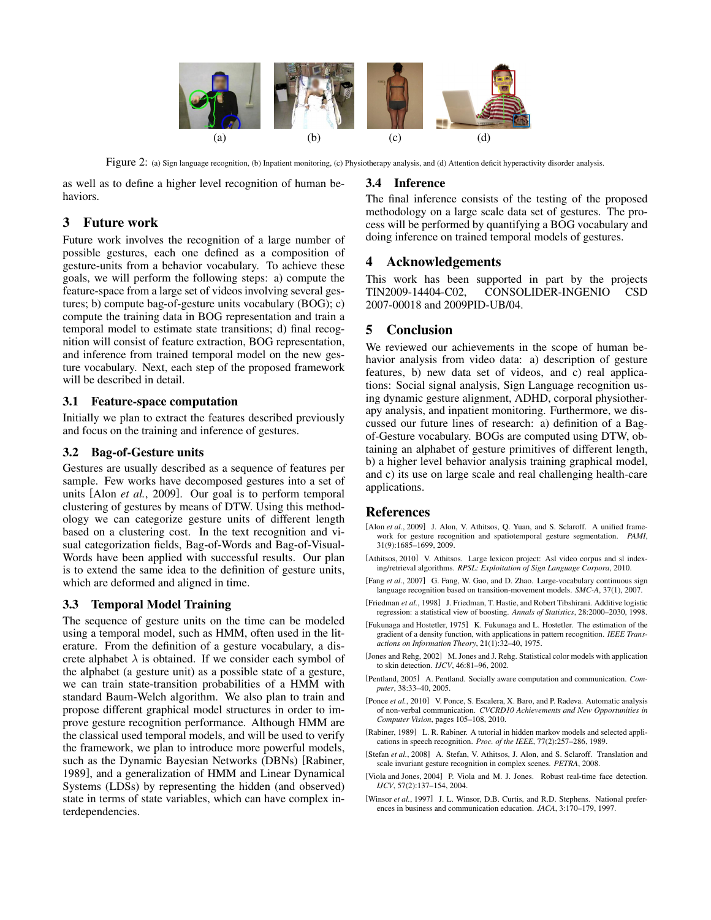(a) (b) (c) (d)

Figure 2: (a) Sign language recognition, (b) Inpatient monitoring, (c) Physiotherapy analysis, and (d) Attention deficit hyperactivity disorder analysis.

as well as to define a higher level recognition of human behaviors.

## 3 Future work

Future work involves the recognition of a large number of possible gestures, each one defined as a composition of gesture-units from a behavior vocabulary. To achieve these goals, we will perform the following steps: a) compute the feature-space from a large set of videos involving several gestures; b) compute bag-of-gesture units vocabulary (BOG); c) compute the training data in BOG representation and train a temporal model to estimate state transitions; d) final recognition will consist of feature extraction, BOG representation, and inference from trained temporal model on the new gesture vocabulary. Next, each step of the proposed framework will be described in detail.

### 3.1 Feature-space computation

Initially we plan to extract the features described previously and focus on the training and inference of gestures.

### 3.2 Bag-of-Gesture units

Gestures are usually described as a sequence of features per sample. Few works have decomposed gestures into a set of units [Alon *et al.*, 2009]. Our goal is to perform temporal clustering of gestures by means of DTW. Using this methodology we can categorize gesture units of different length based on a clustering cost. In the text recognition and visual categorization fields, Bag-of-Words and Bag-of-Visual-Words have been applied with successful results. Our plan is to extend the same idea to the definition of gesture units, which are deformed and aligned in time.

### 3.3 Temporal Model Training

The sequence of gesture units on the time can be modeled using a temporal model, such as HMM, often used in the literature. From the definition of a gesture vocabulary, a discrete alphabet $\lambda$ is obtained. If we consider each symbol of the alphabet (a gesture unit) as a possible state of a gesture, we can train state-transition probabilities of a HMM with standard Baum-Welch algorithm. We also plan to train and propose different graphical model structures in order to improve gesture recognition performance. Although HMM are the classical used temporal models, and will be used to verify the framework, we plan to introduce more powerful models, such as the Dynamic Bayesian Networks (DBNs) [Rabiner, 1989], and a generalization of HMM and Linear Dynamical Systems (LDSs) by representing the hidden (and observed) state in terms of state variables, which can have complex interdependencies.

### 3.4 Inference

The final inference consists of the testing of the proposed methodology on a large scale data set of gestures. The process will be performed by quantifying a BOG vocabulary and doing inference on trained temporal models of gestures.

## 4 Acknowledgements

This work has been supported in part by the projects TIN2009-14404-C02, CONSOLIDER-INGENIO CSD 2007-00018 and 2009PID-UB/04.

## 5 Conclusion

We reviewed our achievements in the scope of human behavior analysis from video data: a) description of gesture features, b) new data set of videos, and c) real applications: Social signal analysis, Sign Language recognition using dynamic gesture alignment, ADHD, corporal physiotherapy analysis, and inpatient monitoring. Furthermore, we discussed our future lines of research: a) definition of a Bag-of-Gesture vocabulary. BOGs are computed using DTW, obtaining an alphabet of gesture primitives of different length, b) a higher level behavior analysis training graphical model, and c) its use on large scale and real challenging health-care applications.

## References

[Alon *et al.*, 2009] J. Alon, V. Athitsos, Q. Yuan, and S. Sclaroff. A unified framework for gesture recognition and spatiotemporal gesture segmentation. *PAMI*, 31(9):1685–1699, 2009.

[Athitsos, 2010] V. Athitsos. Large lexicon project: Asl video corpus and sl indexing/retrieval algorithms. *RPSL: Exploitation of Sign Language Corpora*, 2010.

[Fang *et al.*, 2007] G. Fang, W. Gao, and D. Zhao. Large-vocabulary continuous sign language recognition based on transition-movement models. *SMC-A*, 37(1), 2007.

[Friedman *et al.*, 1998] J. Friedman, T. Hastie, and Robert Tibshirani. Additive logistic regression: a statistical view of boosting. *Annals of Statistics*, 28:2000–2030, 1998.

[Fukunaga and Hostetler, 1975] K. Fukunaga and L. Hostetler. The estimation of the gradient of a density function, with applications in pattern recognition. *IEEE Transactions on Information Theory*, 21(1):32–40, 1975.

[Jones and Rehg, 2002] M. Jones and J. Rehg. Statistical color models with application to skin detection. *IJCV*, 46:81–96, 2002.

[Pentland, 2005] A. Pentland. Socially aware computation and communication. *Computer*, 38:33–40, 2005.

[Ponce *et al.*, 2010] V. Ponce, S. Escalera, X. Baro, and P. Radeva. Automatic analysis of non-verbal communication. *CVCRD10 Achievements and New Opportunities in Computer Vision*, pages 105–108, 2010.

[Rabiner, 1989] L. R. Rabiner. A tutorial in hidden markov models and selected applications in speech recognition. *Proc. of the IEEE*, 77(2):257–286, 1989.

[Stefan *et al.*, 2008] A. Stefan, V. Athitsos, J. Alon, and S. Sclaroff. Translation and scale invariant gesture recognition in complex scenes. *PETRA*, 2008.

[Viola and Jones, 2004] P. Viola and M. J. Jones. Robust real-time face detection. *IJCV*, 57(2):137–154, 2004.

[Winsor *et al.*, 1997] J. L. Winsor, D.B. Curtis, and R.D. Stephens. National preferences in business and communication education. *JACA*, 3:170–179, 1997.